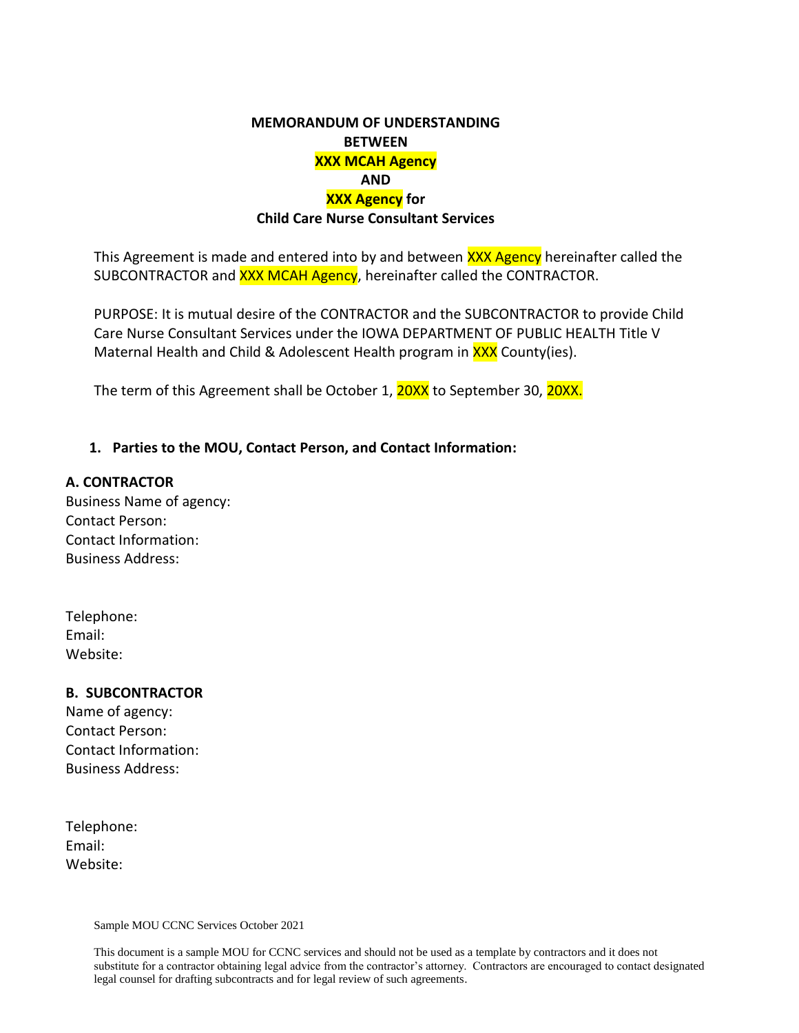**MEMORANDUM OF UNDERSTANDING**
**BETWEEN**
**XXX MCAH Agency**
**AND**
**XXX Agency for**
**Child Care Nurse Consultant Services**

This Agreement is made and entered into by and between XXX Agency hereinafter called the SUBCONTRACTOR and XXX MCAH Agency, hereinafter called the CONTRACTOR.

PURPOSE: It is mutual desire of the CONTRACTOR and the SUBCONTRACTOR to provide Child Care Nurse Consultant Services under the IOWA DEPARTMENT OF PUBLIC HEALTH Title V Maternal Health and Child & Adolescent Health program in XXX County(ies).

The term of this Agreement shall be October 1, 20XX to September 30, 20XX.

1. **Parties to the MOU, Contact Person, and Contact Information:**

**A. CONTRACTOR**

Business Name of agency:
Contact Person:
Contact Information:
Business Address:

Telephone:
Email:
Website:

**B. SUBCONTRACTOR**

Name of agency:
Contact Person:
Contact Information:
Business Address:

Telephone:
Email:
Website:

Sample MOU CCNC Services October 2021

This document is a sample MOU for CCNC services and should not be used as a template by contractors and it does not substitute for a contractor obtaining legal advice from the contractor's attorney. Contractors are encouraged to contact designated legal counsel for drafting subcontracts and for legal review of such agreements.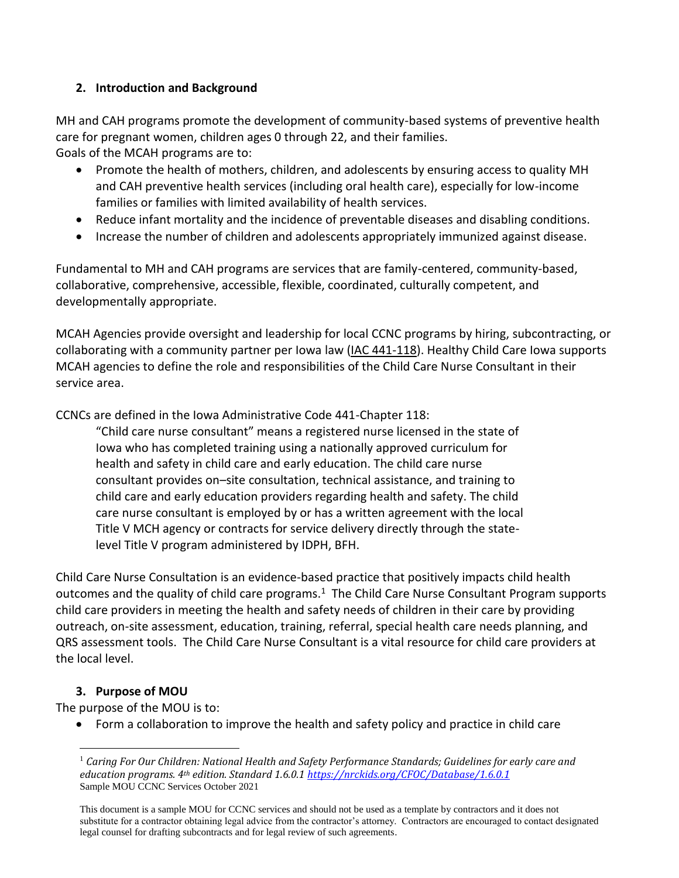## 2. Introduction and Background

MH and CAH programs promote the development of community-based systems of preventive health care for pregnant women, children ages 0 through 22, and their families.
Goals of the MCAH programs are to:

- Promote the health of mothers, children, and adolescents by ensuring access to quality MH and CAH preventive health services (including oral health care), especially for low-income families or families with limited availability of health services.
- Reduce infant mortality and the incidence of preventable diseases and disabling conditions.
- Increase the number of children and adolescents appropriately immunized against disease.

Fundamental to MH and CAH programs are services that are family-centered, community-based, collaborative, comprehensive, accessible, flexible, coordinated, culturally competent, and developmentally appropriate.

MCAH Agencies provide oversight and leadership for local CCNC programs by hiring, subcontracting, or collaborating with a community partner per Iowa law (IAC 441-118). Healthy Child Care Iowa supports MCAH agencies to define the role and responsibilities of the Child Care Nurse Consultant in their service area.

CCNCs are defined in the Iowa Administrative Code 441-Chapter 118:

> "Child care nurse consultant" means a registered nurse licensed in the state of Iowa who has completed training using a nationally approved curriculum for health and safety in child care and early education. The child care nurse consultant provides on–site consultation, technical assistance, and training to child care and early education providers regarding health and safety. The child care nurse consultant is employed by or has a written agreement with the local Title V MCH agency or contracts for service delivery directly through the state-level Title V program administered by IDPH, BFH.

Child Care Nurse Consultation is an evidence-based practice that positively impacts child health outcomes and the quality of child care programs.[1] The Child Care Nurse Consultant Program supports child care providers in meeting the health and safety needs of children in their care by providing outreach, on-site assessment, education, training, referral, special health care needs planning, and QRS assessment tools. The Child Care Nurse Consultant is a vital resource for child care providers at the local level.

## 3. Purpose of MOU

The purpose of the MOU is to:

- Form a collaboration to improve the health and safety policy and practice in child care

---

[1] *Caring For Our Children: National Health and Safety Performance Standards; Guidelines for early care and education programs. 4th edition. Standard 1.6.0.1* https://nrckids.org/CFOC/Database/1.6.0.1

Sample MOU CCNC Services October 2021

This document is a sample MOU for CCNC services and should not be used as a template by contractors and it does not substitute for a contractor obtaining legal advice from the contractor's attorney. Contractors are encouraged to contact designated legal counsel for drafting subcontracts and for legal review of such agreements.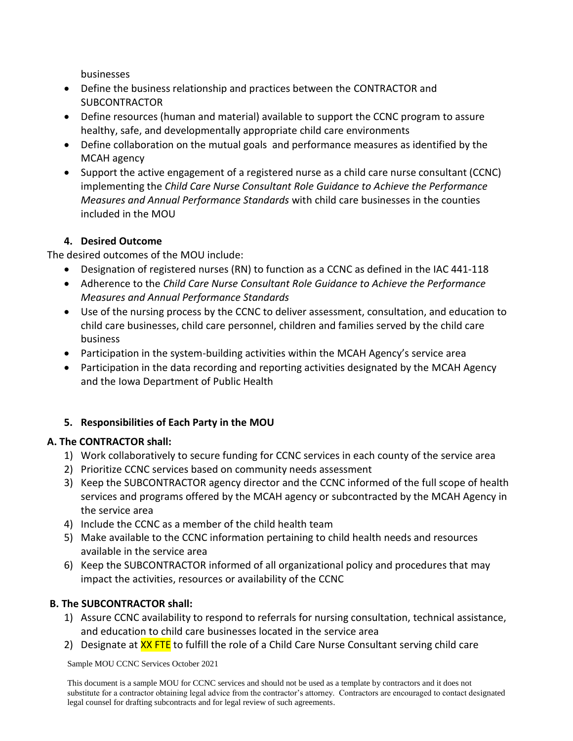businesses

- Define the business relationship and practices between the CONTRACTOR and SUBCONTRACTOR
- Define resources (human and material) available to support the CCNC program to assure healthy, safe, and developmentally appropriate child care environments
- Define collaboration on the mutual goals and performance measures as identified by the MCAH agency
- Support the active engagement of a registered nurse as a child care nurse consultant (CCNC) implementing the *Child Care Nurse Consultant Role Guidance to Achieve the Performance Measures and Annual Performance Standards* with child care businesses in the counties included in the MOU

### 4. Desired Outcome

The desired outcomes of the MOU include:

- Designation of registered nurses (RN) to function as a CCNC as defined in the IAC 441-118
- Adherence to the *Child Care Nurse Consultant Role Guidance to Achieve the Performance Measures and Annual Performance Standards*
- Use of the nursing process by the CCNC to deliver assessment, consultation, and education to child care businesses, child care personnel, children and families served by the child care business
- Participation in the system-building activities within the MCAH Agency's service area
- Participation in the data recording and reporting activities designated by the MCAH Agency and the Iowa Department of Public Health

### 5. Responsibilities of Each Party in the MOU

**A. The CONTRACTOR shall:**

1) Work collaboratively to secure funding for CCNC services in each county of the service area
2) Prioritize CCNC services based on community needs assessment
3) Keep the SUBCONTRACTOR agency director and the CCNC informed of the full scope of health services and programs offered by the MCAH agency or subcontracted by the MCAH Agency in the service area
4) Include the CCNC as a member of the child health team
5) Make available to the CCNC information pertaining to child health needs and resources available in the service area
6) Keep the SUBCONTRACTOR informed of all organizational policy and procedures that may impact the activities, resources or availability of the CCNC

**B. The SUBCONTRACTOR shall:**

1) Assure CCNC availability to respond to referrals for nursing consultation, technical assistance, and education to child care businesses located in the service area
2) Designate at XX FTE to fulfill the role of a Child Care Nurse Consultant serving child care

Sample MOU CCNC Services October 2021

This document is a sample MOU for CCNC services and should not be used as a template by contractors and it does not substitute for a contractor obtaining legal advice from the contractor's attorney. Contractors are encouraged to contact designated legal counsel for drafting subcontracts and for legal review of such agreements.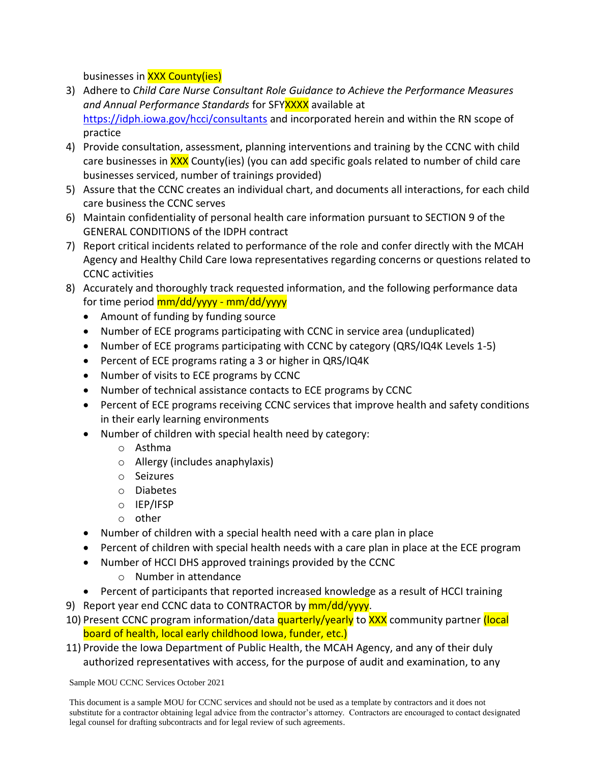businesses in XXX County(ies)

3) Adhere to *Child Care Nurse Consultant Role Guidance to Achieve the Performance Measures and Annual Performance Standards* for SFYXXXX available at https://idph.iowa.gov/hcci/consultants and incorporated herein and within the RN scope of practice
4) Provide consultation, assessment, planning interventions and training by the CCNC with child care businesses in XXX County(ies) (you can add specific goals related to number of child care businesses serviced, number of trainings provided)
5) Assure that the CCNC creates an individual chart, and documents all interactions, for each child care business the CCNC serves
6) Maintain confidentiality of personal health care information pursuant to SECTION 9 of the GENERAL CONDITIONS of the IDPH contract
7) Report critical incidents related to performance of the role and confer directly with the MCAH Agency and Healthy Child Care Iowa representatives regarding concerns or questions related to CCNC activities
8) Accurately and thoroughly track requested information, and the following performance data for time period mm/dd/yyyy - mm/dd/yyyy
   - Amount of funding by funding source
   - Number of ECE programs participating with CCNC in service area (unduplicated)
   - Number of ECE programs participating with CCNC by category (QRS/IQ4K Levels 1-5)
   - Percent of ECE programs rating a 3 or higher in QRS/IQ4K
   - Number of visits to ECE programs by CCNC
   - Number of technical assistance contacts to ECE programs by CCNC
   - Percent of ECE programs receiving CCNC services that improve health and safety conditions in their early learning environments
   - Number of children with special health need by category:
     - Asthma
     - Allergy (includes anaphylaxis)
     - Seizures
     - Diabetes
     - IEP/IFSP
     - other
   - Number of children with a special health need with a care plan in place
   - Percent of children with special health needs with a care plan in place at the ECE program
   - Number of HCCI DHS approved trainings provided by the CCNC
     - Number in attendance
   - Percent of participants that reported increased knowledge as a result of HCCI training
9) Report year end CCNC data to CONTRACTOR by mm/dd/yyyy.
10) Present CCNC program information/data quarterly/yearly to XXX community partner (local board of health, local early childhood Iowa, funder, etc.)
11) Provide the Iowa Department of Public Health, the MCAH Agency, and any of their duly authorized representatives with access, for the purpose of audit and examination, to any

Sample MOU CCNC Services October 2021

This document is a sample MOU for CCNC services and should not be used as a template by contractors and it does not substitute for a contractor obtaining legal advice from the contractor's attorney. Contractors are encouraged to contact designated legal counsel for drafting subcontracts and for legal review of such agreements.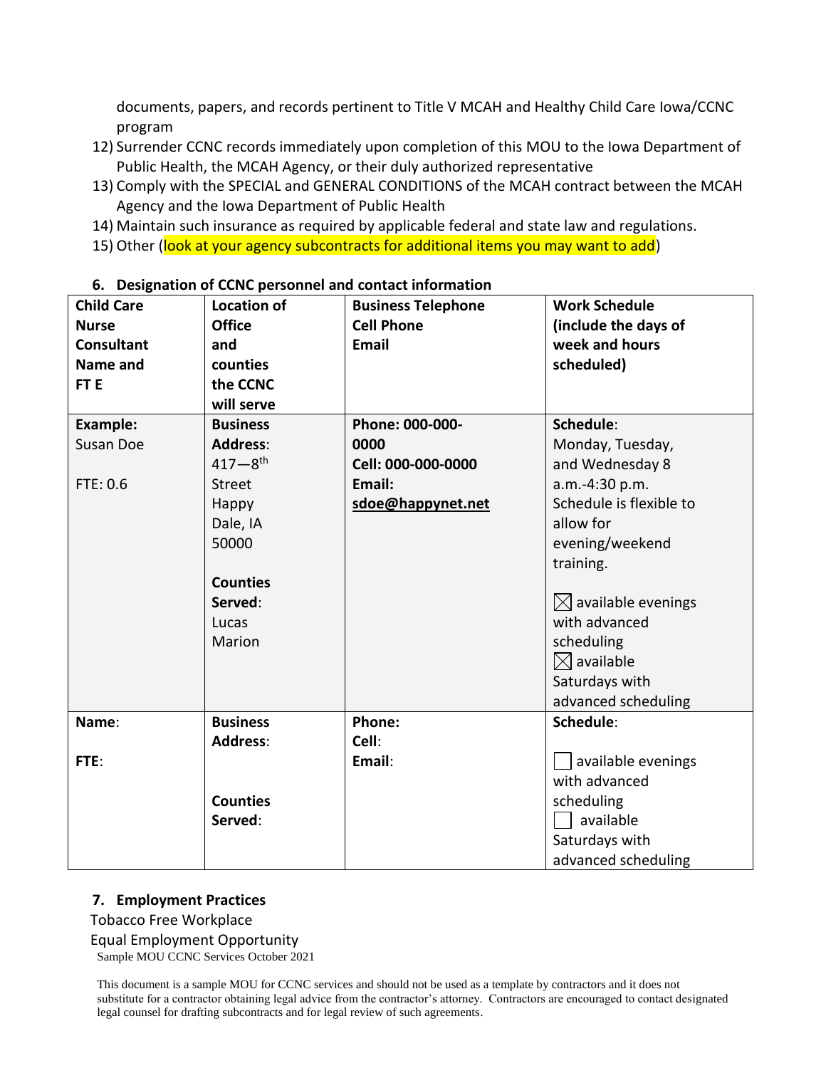documents, papers, and records pertinent to Title V MCAH and Healthy Child Care Iowa/CCNC program

12) Surrender CCNC records immediately upon completion of this MOU to the Iowa Department of Public Health, the MCAH Agency, or their duly authorized representative
13) Comply with the SPECIAL and GENERAL CONDITIONS of the MCAH contract between the MCAH Agency and the Iowa Department of Public Health
14) Maintain such insurance as required by applicable federal and state law and regulations.
15) Other (look at your agency subcontracts for additional items you may want to add)

### 6. Designation of CCNC personnel and contact information

| Child Care Nurse Consultant Name and FT E | Location of Office and counties the CCNC will serve | Business Telephone Cell Phone Email | Work Schedule (include the days of week and hours scheduled) |
|---|---|---|---|
| **Example:** Susan Doe<br><br>FTE: 0.6 | **Business Address**: 417—8th Street Happy Dale, IA 50000<br><br>**Counties Served**: Lucas Marion | **Phone: 000-000-0000**<br>**Cell: 000-000-0000**<br>**Email: sdoe@happynet.net** | **Schedule**: Monday, Tuesday, and Wednesday 8 a.m.-4:30 p.m. Schedule is flexible to allow for evening/weekend training.<br><br>☒ available evenings with advanced scheduling<br>☒ available Saturdays with advanced scheduling |
| **Name**:<br><br>**FTE**: | **Business Address**:<br><br>**Counties Served**: | **Phone:**<br>**Cell**:<br>**Email**: | **Schedule**:<br><br>☐ available evenings with advanced scheduling<br>☐ available Saturdays with advanced scheduling |

### 7. Employment Practices

Tobacco Free Workplace

Equal Employment Opportunity

Sample MOU CCNC Services October 2021

This document is a sample MOU for CCNC services and should not be used as a template by contractors and it does not substitute for a contractor obtaining legal advice from the contractor's attorney. Contractors are encouraged to contact designated legal counsel for drafting subcontracts and for legal review of such agreements.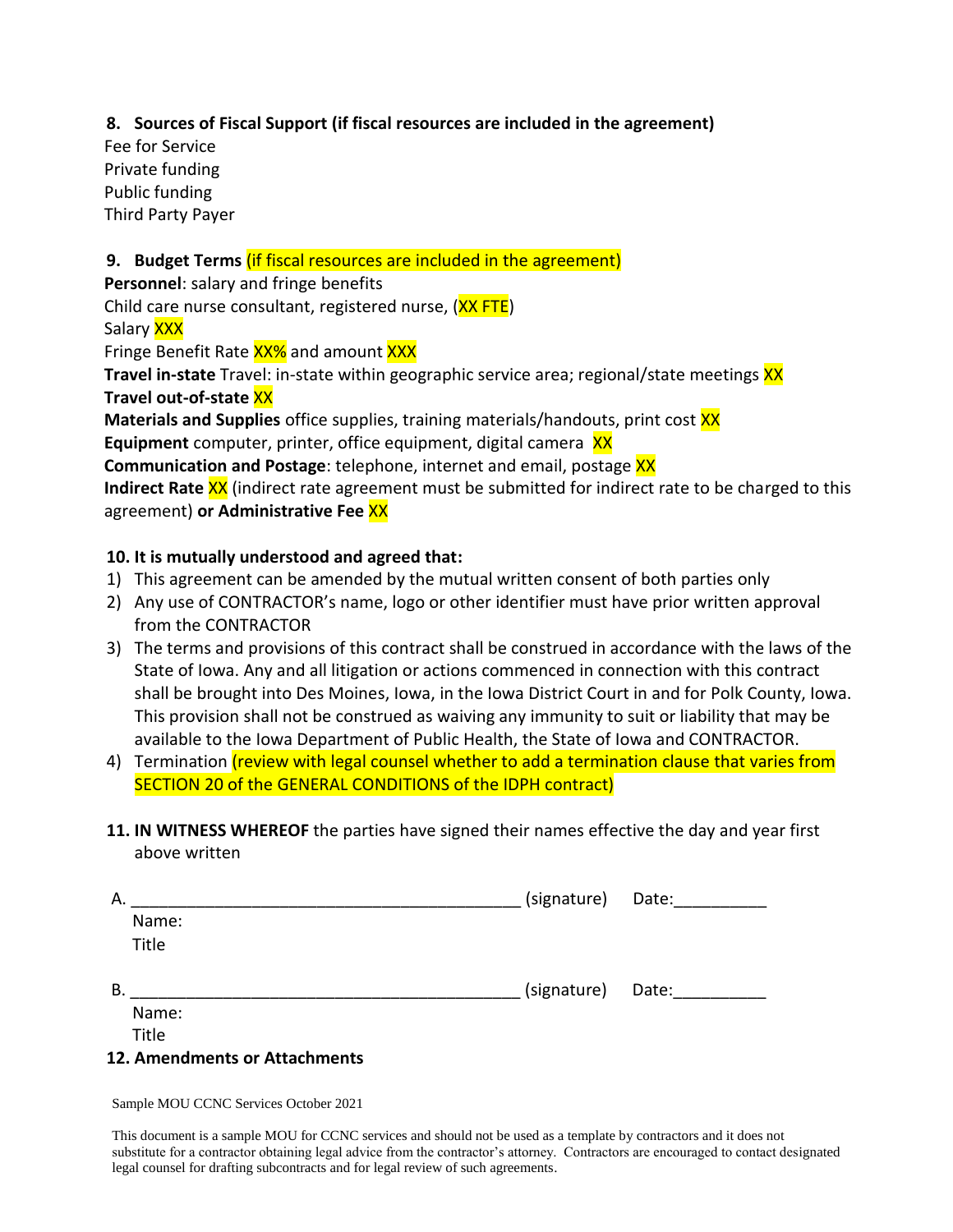**8. Sources of Fiscal Support (if fiscal resources are included in the agreement)**

Fee for Service
Private funding
Public funding
Third Party Payer

**9. Budget Terms** (if fiscal resources are included in the agreement)

**Personnel**: salary and fringe benefits
Child care nurse consultant, registered nurse, (XX FTE)
Salary XXX
Fringe Benefit Rate XX% and amount XXX
**Travel in-state** Travel: in-state within geographic service area; regional/state meetings XX
**Travel out-of-state** XX
**Materials and Supplies** office supplies, training materials/handouts, print cost XX
**Equipment** computer, printer, office equipment, digital camera XX
**Communication and Postage**: telephone, internet and email, postage XX
**Indirect Rate** XX (indirect rate agreement must be submitted for indirect rate to be charged to this agreement) **or Administrative Fee** XX

**10. It is mutually understood and agreed that:**

1) This agreement can be amended by the mutual written consent of both parties only
2) Any use of CONTRACTOR's name, logo or other identifier must have prior written approval from the CONTRACTOR
3) The terms and provisions of this contract shall be construed in accordance with the laws of the State of Iowa. Any and all litigation or actions commenced in connection with this contract shall be brought into Des Moines, Iowa, in the Iowa District Court in and for Polk County, Iowa. This provision shall not be construed as waiving any immunity to suit or liability that may be available to the Iowa Department of Public Health, the State of Iowa and CONTRACTOR.
4) Termination (review with legal counsel whether to add a termination clause that varies from SECTION 20 of the GENERAL CONDITIONS of the IDPH contract)

**11. IN WITNESS WHEREOF** the parties have signed their names effective the day and year first above written

A. __________________________________________ (signature) Date:__________
Name:
Title

B. __________________________________________ (signature) Date:__________
Name:
Title

**12. Amendments or Attachments**

Sample MOU CCNC Services October 2021

This document is a sample MOU for CCNC services and should not be used as a template by contractors and it does not substitute for a contractor obtaining legal advice from the contractor's attorney. Contractors are encouraged to contact designated legal counsel for drafting subcontracts and for legal review of such agreements.